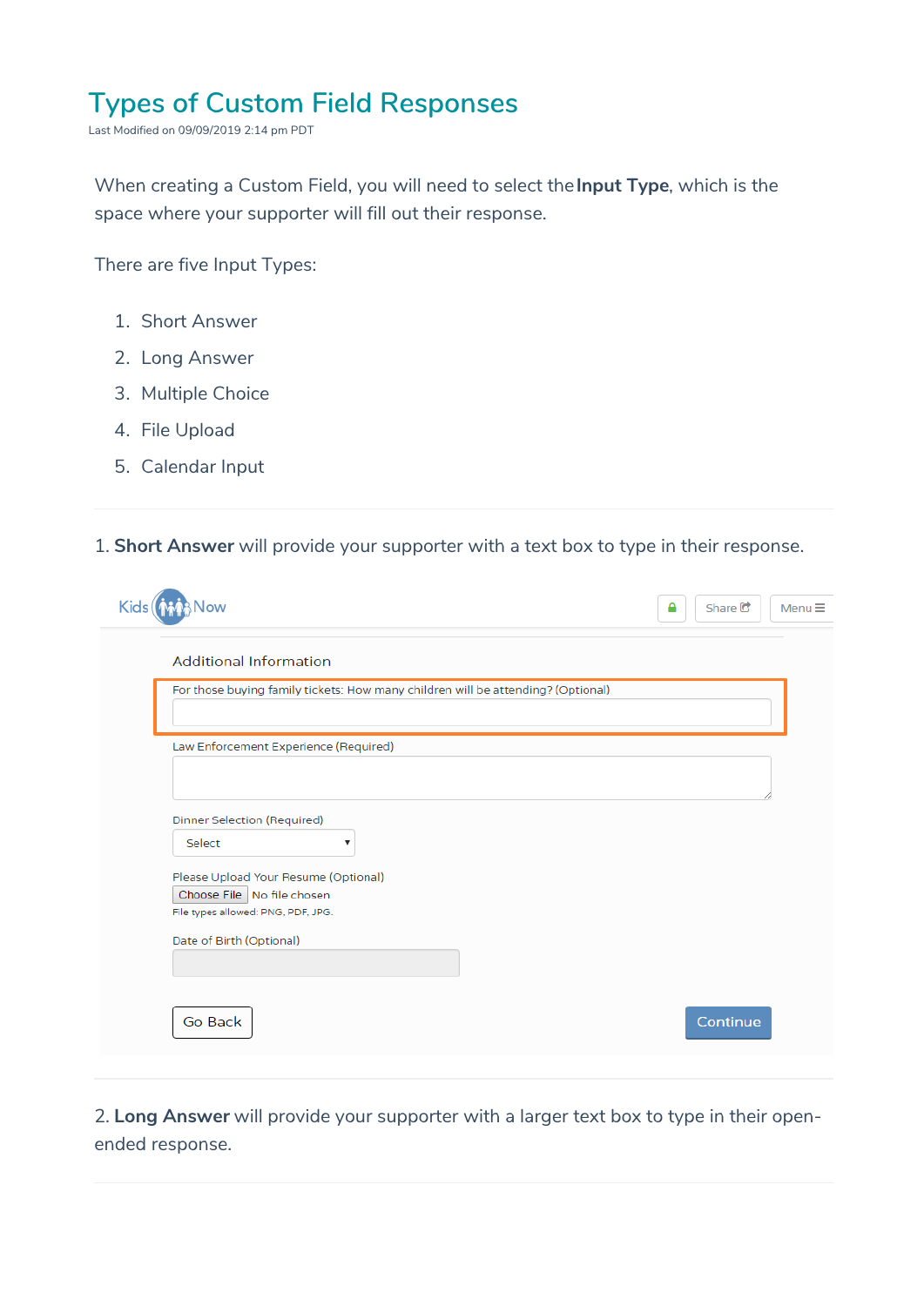# Types of Custom Field Responses

Last Modified on 09/09/2019 2:14 pm PDT

When creating a Custom Field, you will need to select the **Input Type**, which is the space where your supporter will fill out their response.

There are five Input Types:

1. Short Answer
2. Long Answer
3. Multiple Choice
4. File Upload
5. Calendar Input

---

1. **Short Answer** will provide your supporter with a text box to type in their response.

---

2. **Long Answer** will provide your supporter with a larger text box to type in their open-ended response.

---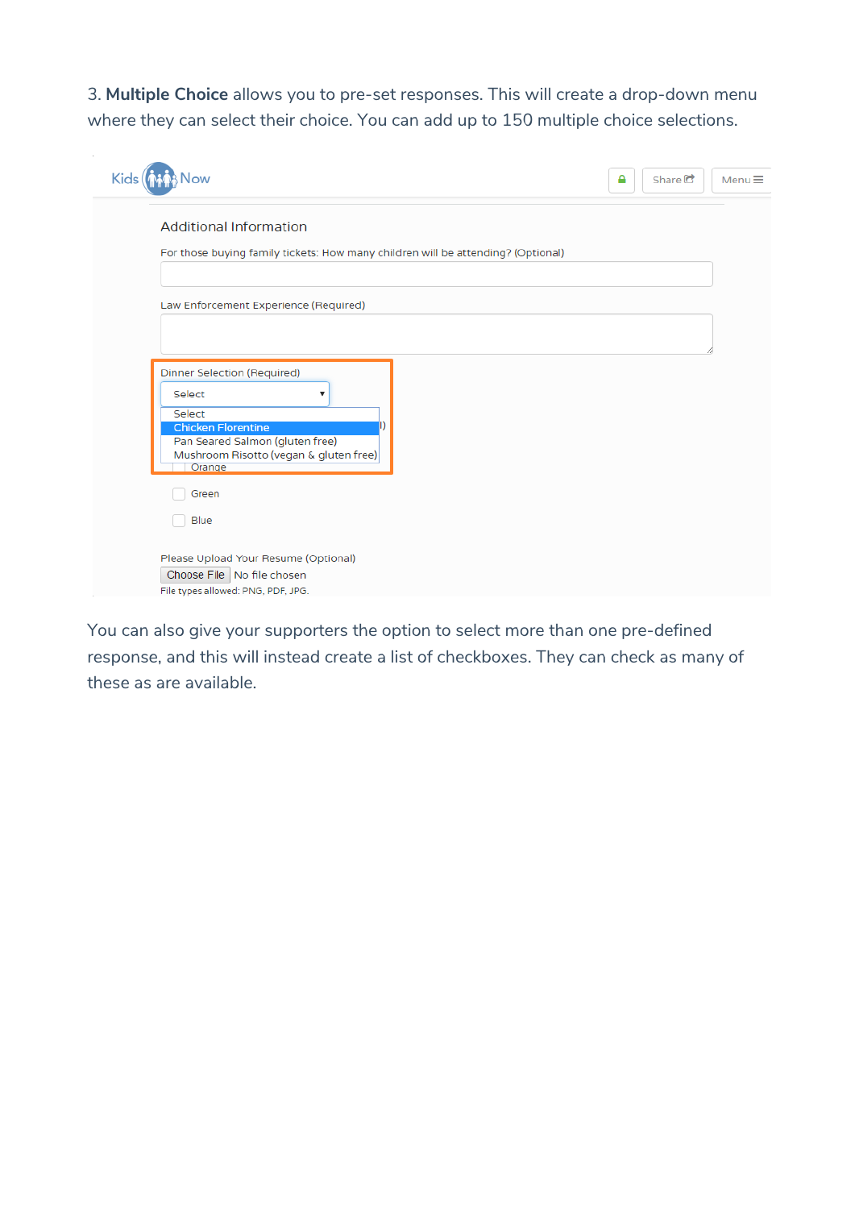3. **Multiple Choice** allows you to pre-set responses. This will create a drop-down menu where they can select their choice. You can add up to 150 multiple choice selections.

Kids Now

Share | Menu

Additional Information

For those buying family tickets: How many children will be attending? (Optional)

Law Enforcement Experience (Required)

Dinner Selection (Required)

Select

- Select
- Chicken Florentine
- Pan Seared Salmon (gluten free)
- Mushroom Risotto (vegan & gluten free)

Orange

Green

Blue

Please Upload Your Resume (Optional)

Choose File No file chosen

File types allowed: PNG, PDF, JPG.

You can also give your supporters the option to select more than one pre-defined response, and this will instead create a list of checkboxes. They can check as many of these as are available.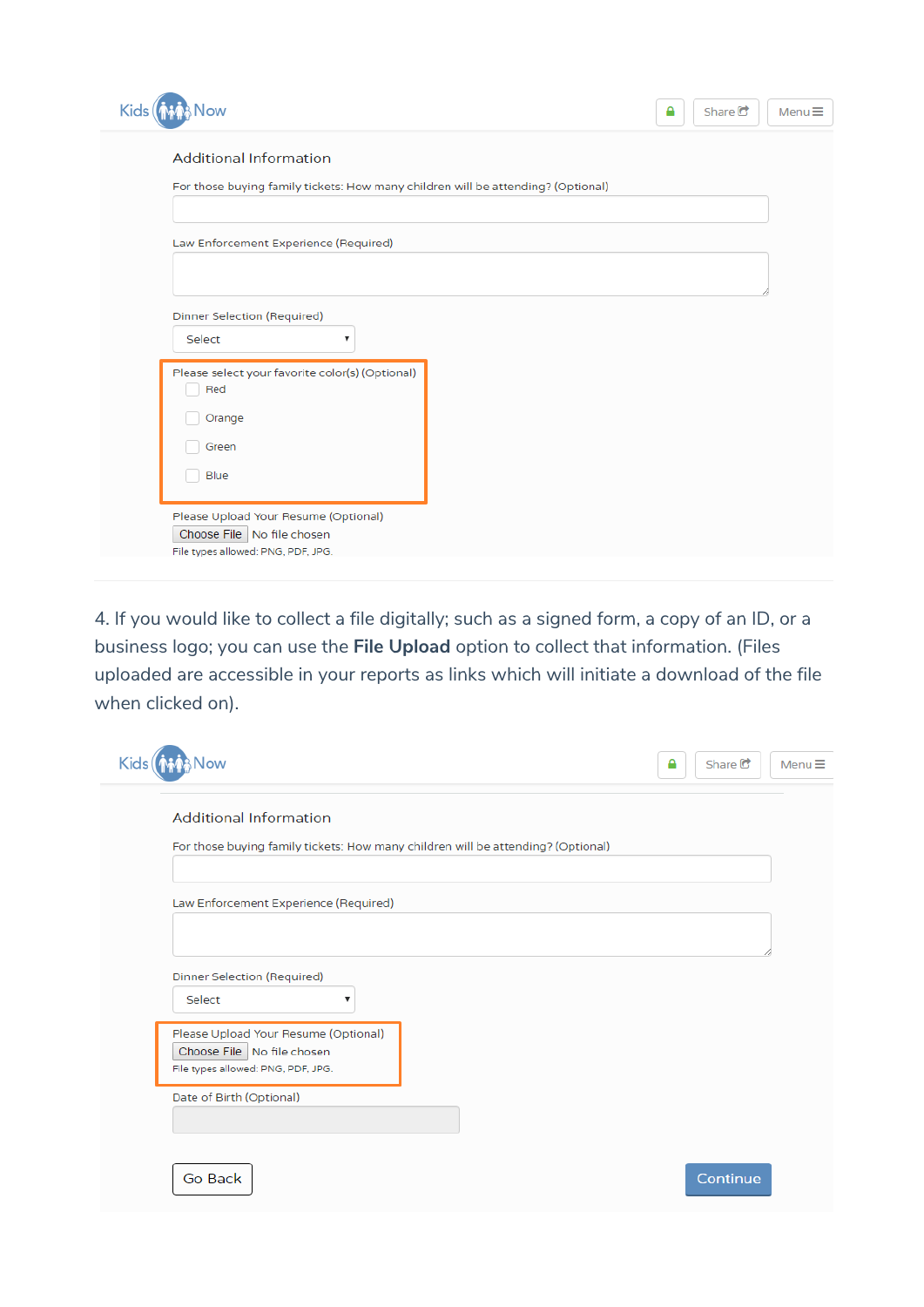Kids Now

Share Menu

Additional Information

For those buying family tickets: How many children will be attending? (Optional)

Law Enforcement Experience (Required)

Dinner Selection (Required)

Select

Please select your favorite color(s) (Optional)

- Red
- Orange
- Green
- Blue

Please Upload Your Resume (Optional)

Choose File No file chosen

File types allowed: PNG, PDF, JPG.

---

4. If you would like to collect a file digitally; such as a signed form, a copy of an ID, or a business logo; you can use the **File Upload** option to collect that information. (Files uploaded are accessible in your reports as links which will initiate a download of the file when clicked on).

Kids Now

Share Menu

Additional Information

For those buying family tickets: How many children will be attending? (Optional)

Law Enforcement Experience (Required)

Dinner Selection (Required)

Select

Please Upload Your Resume (Optional)

Choose File No file chosen

File types allowed: PNG, PDF, JPG.

Date of Birth (Optional)

Go Back Continue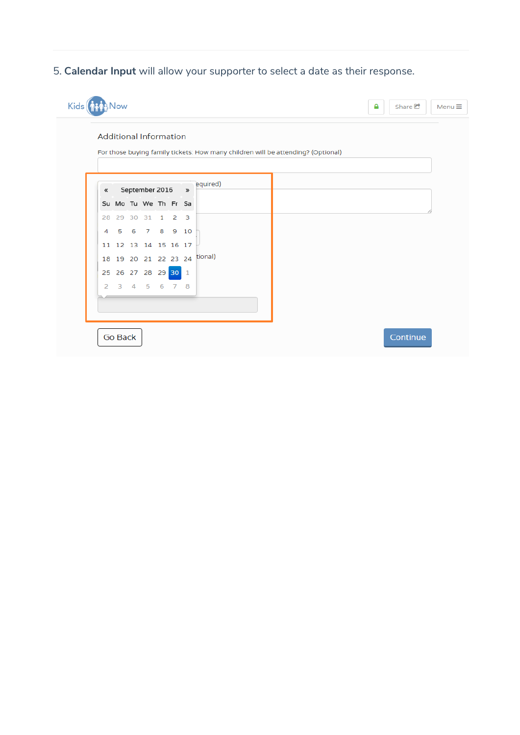5. **Calendar Input** will allow your supporter to select a date as their response.